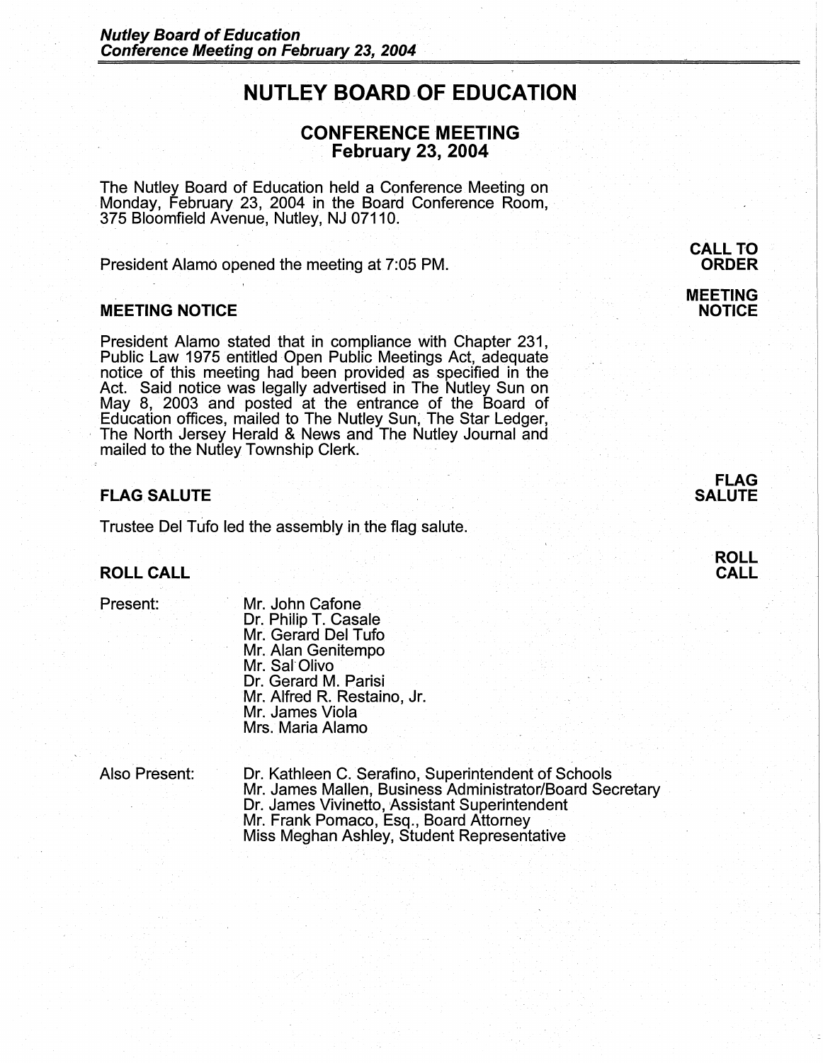# NUTLEY BOARD OF EDUCATION

## CONFERENCE MEETING
## February 23, 2004

The Nutley Board of Education held a Conference Meeting on Monday, February 23, 2004 in the Board Conference Room, 375 Bloomfield Avenue, Nutley, NJ 07110.

**CALL TO ORDER**

President Alamo opened the meeting at 7:05 PM.

**MEETING NOTICE**

### MEETING NOTICE

President Alamo stated that in compliance with Chapter 231, Public Law 1975 entitled Open Public Meetings Act, adequate notice of this meeting had been provided as specified in the Act. Said notice was legally advertised in The Nutley Sun on May 8, 2003 and posted at the entrance of the Board of Education offices, mailed to The Nutley Sun, The Star Ledger, The North Jersey Herald & News and The Nutley Journal and mailed to the Nutley Township Clerk.

**FLAG SALUTE**

### FLAG SALUTE

Trustee Del Tufo led the assembly in the flag salute.

**ROLL CALL**

### ROLL CALL

Present:

Mr. John Cafone
Dr. Philip T. Casale
Mr. Gerard Del Tufo
Mr. Alan Genitempo
Mr. Sal Olivo
Dr. Gerard M. Parisi
Mr. Alfred R. Restaino, Jr.
Mr. James Viola
Mrs. Maria Alamo

Also Present:

Dr. Kathleen C. Serafino, Superintendent of Schools
Mr. James Mallen, Business Administrator/Board Secretary
Dr. James Vivinetto, Assistant Superintendent
Mr. Frank Pomaco, Esq., Board Attorney
Miss Meghan Ashley, Student Representative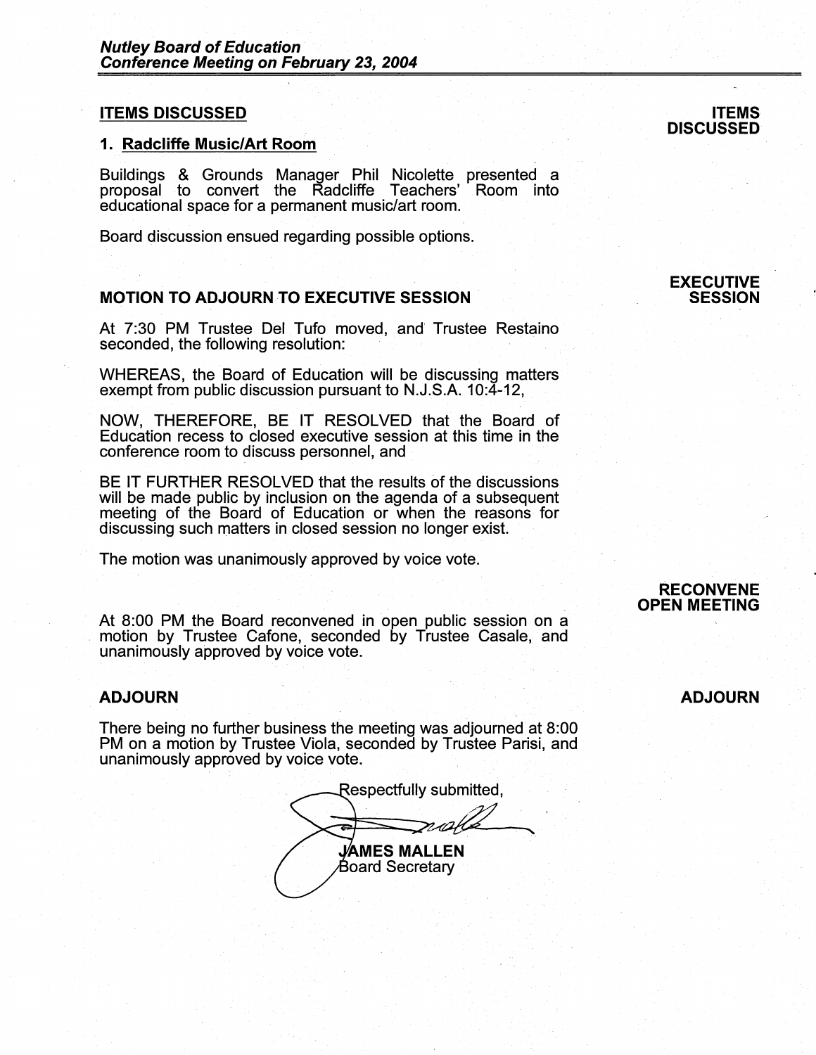## ITEMS DISCUSSED

**ITEMS DISCUSSED**

### 1. Radcliffe Music/Art Room

Buildings & Grounds Manager Phil Nicolette presented a proposal to convert the Radcliffe Teachers' Room into educational space for a permanent music/art room.

Board discussion ensued regarding possible options.

**EXECUTIVE SESSION**

## MOTION TO ADJOURN TO EXECUTIVE SESSION

At 7:30 PM Trustee Del Tufo moved, and Trustee Restaino seconded, the following resolution:

WHEREAS, the Board of Education will be discussing matters exempt from public discussion pursuant to N.J.S.A. 10:4-12,

NOW, THEREFORE, BE IT RESOLVED that the Board of Education recess to closed executive session at this time in the conference room to discuss personnel, and

BE IT FURTHER RESOLVED that the results of the discussions will be made public by inclusion on the agenda of a subsequent meeting of the Board of Education or when the reasons for discussing such matters in closed session no longer exist.

The motion was unanimously approved by voice vote.

**RECONVENE OPEN MEETING**

At 8:00 PM the Board reconvened in open public session on a motion by Trustee Cafone, seconded by Trustee Casale, and unanimously approved by voice vote.

## ADJOURN

**ADJOURN**

There being no further business the meeting was adjourned at 8:00 PM on a motion by Trustee Viola, seconded by Trustee Parisi, and unanimously approved by voice vote.

Respectfully submitted,

JAMES MALLEN
Board Secretary